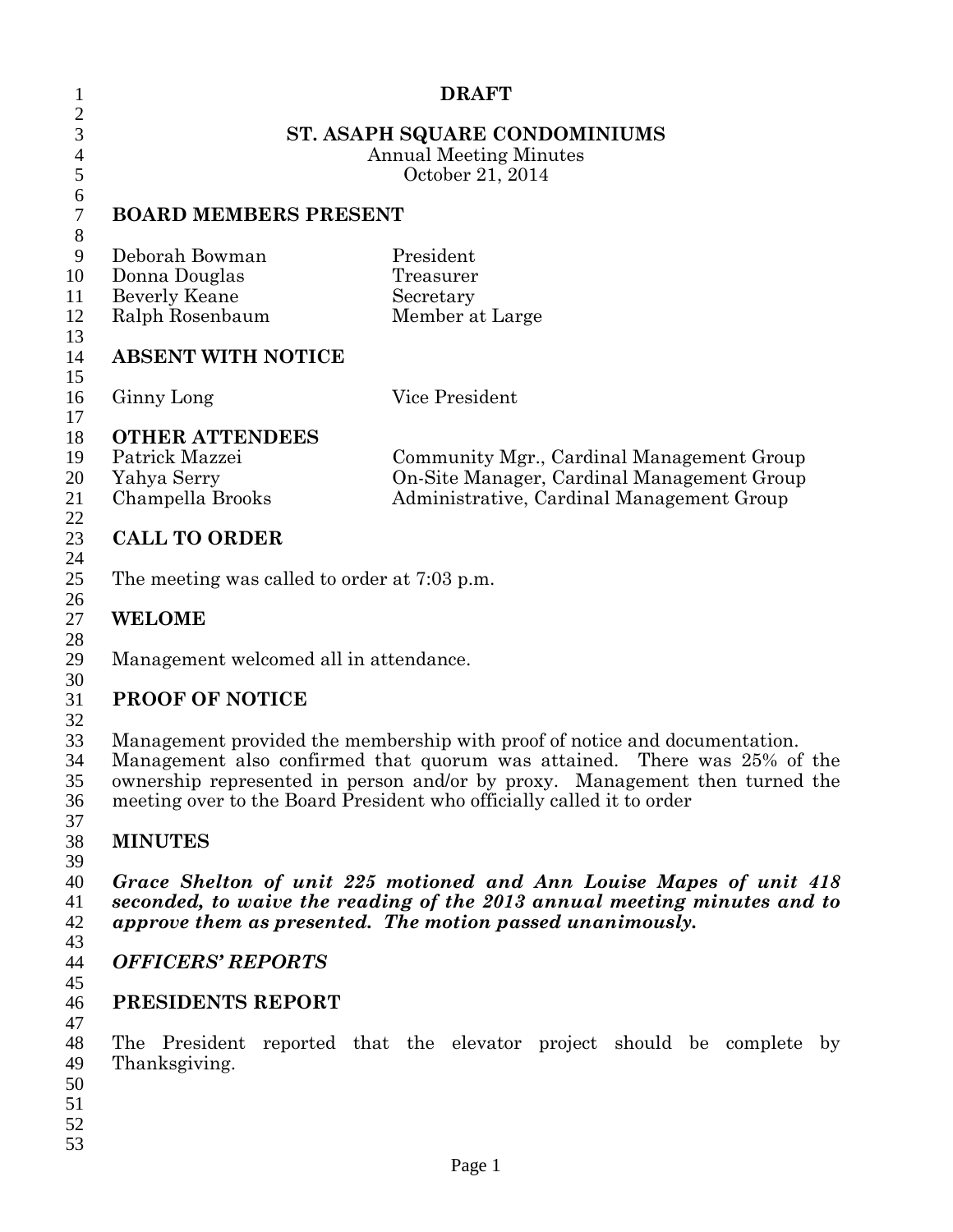**DRAFT**

# ST. ASAPH SQUARE CONDOMINIUMS

Annual Meeting Minutes
October 21, 2014

## BOARD MEMBERS PRESENT

| | |
|---|---|
| Deborah Bowman | President |
| Donna Douglas | Treasurer |
| Beverly Keane | Secretary |
| Ralph Rosenbaum | Member at Large |

## ABSENT WITH NOTICE

| | |
|---|---|
| Ginny Long | Vice President |

## OTHER ATTENDEES

| | |
|---|---|
| Patrick Mazzei | Community Mgr., Cardinal Management Group |
| Yahya Serry | On-Site Manager, Cardinal Management Group |
| Champella Brooks | Administrative, Cardinal Management Group |

## CALL TO ORDER

The meeting was called to order at 7:03 p.m.

## WELOME

Management welcomed all in attendance.

## PROOF OF NOTICE

Management provided the membership with proof of notice and documentation. Management also confirmed that quorum was attained. There was 25% of the ownership represented in person and/or by proxy. Management then turned the meeting over to the Board President who officially called it to order

## MINUTES

***Grace Shelton of unit 225 motioned and Ann Louise Mapes of unit 418 seconded, to waive the reading of the 2013 annual meeting minutes and to approve them as presented. The motion passed unanimously.***

## *OFFICERS' REPORTS*

## PRESIDENTS REPORT

The President reported that the elevator project should be complete by Thanksgiving.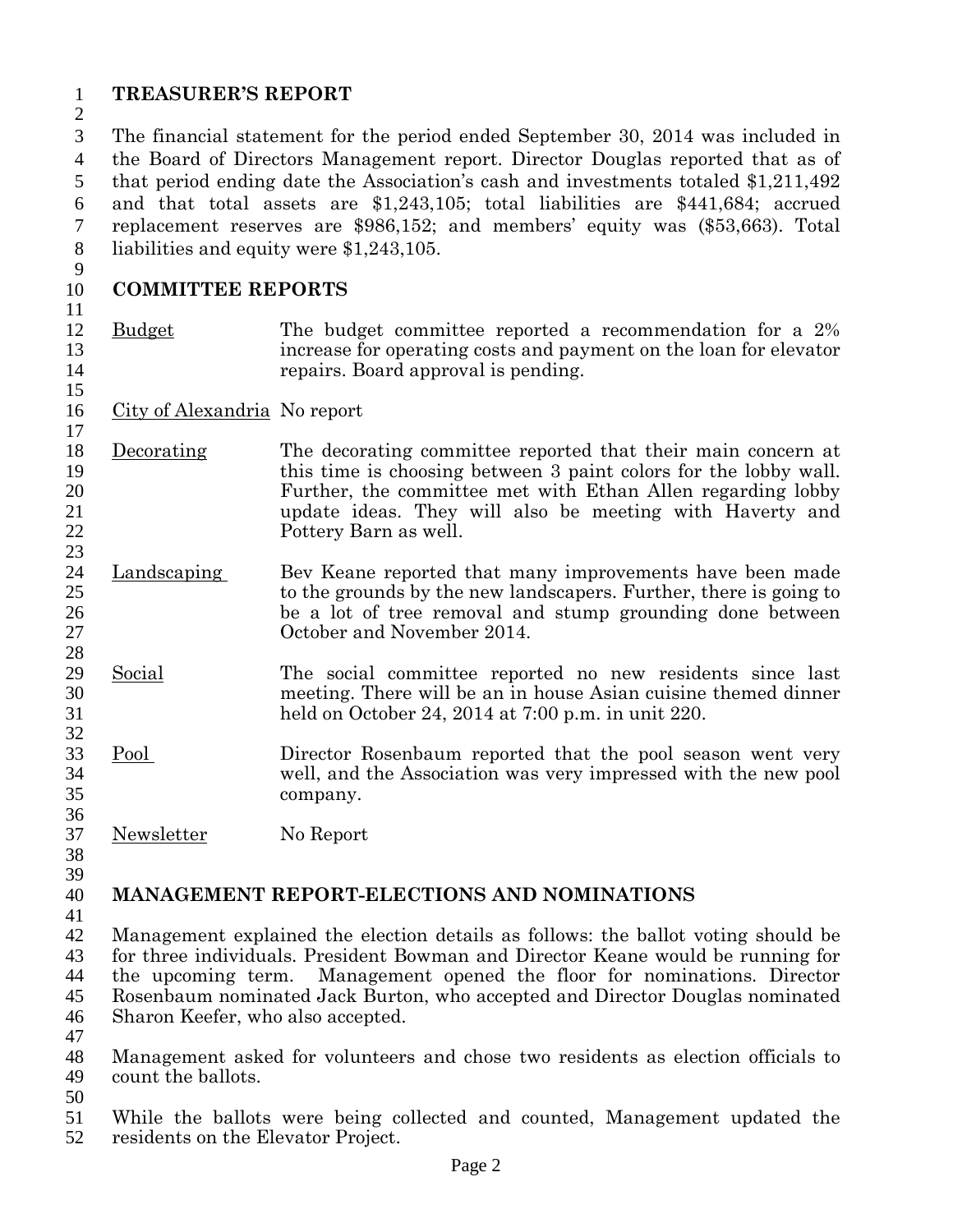## TREASURER'S REPORT

The financial statement for the period ended September 30, 2014 was included in the Board of Directors Management report. Director Douglas reported that as of that period ending date the Association's cash and investments totaled $1,211,492 and that total assets are $1,243,105; total liabilities are $441,684; accrued replacement reserves are $986,152; and members' equity was ($53,663). Total liabilities and equity were $1,243,105.

## COMMITTEE REPORTS

| | |
|---|---|
| Budget | The budget committee reported a recommendation for a 2% increase for operating costs and payment on the loan for elevator repairs. Board approval is pending. |
| City of Alexandria | No report |
| Decorating | The decorating committee reported that their main concern at this time is choosing between 3 paint colors for the lobby wall. Further, the committee met with Ethan Allen regarding lobby update ideas. They will also be meeting with Haverty and Pottery Barn as well. |
| Landscaping | Bev Keane reported that many improvements have been made to the grounds by the new landscapers. Further, there is going to be a lot of tree removal and stump grounding done between October and November 2014. |
| Social | The social committee reported no new residents since last meeting. There will be an in house Asian cuisine themed dinner held on October 24, 2014 at 7:00 p.m. in unit 220. |
| Pool | Director Rosenbaum reported that the pool season went very well, and the Association was very impressed with the new pool company. |
| Newsletter | No Report |

## MANAGEMENT REPORT-ELECTIONS AND NOMINATIONS

Management explained the election details as follows: the ballot voting should be for three individuals. President Bowman and Director Keane would be running for the upcoming term. Management opened the floor for nominations. Director Rosenbaum nominated Jack Burton, who accepted and Director Douglas nominated Sharon Keefer, who also accepted.

Management asked for volunteers and chose two residents as election officials to count the ballots.

While the ballots were being collected and counted, Management updated the residents on the Elevator Project.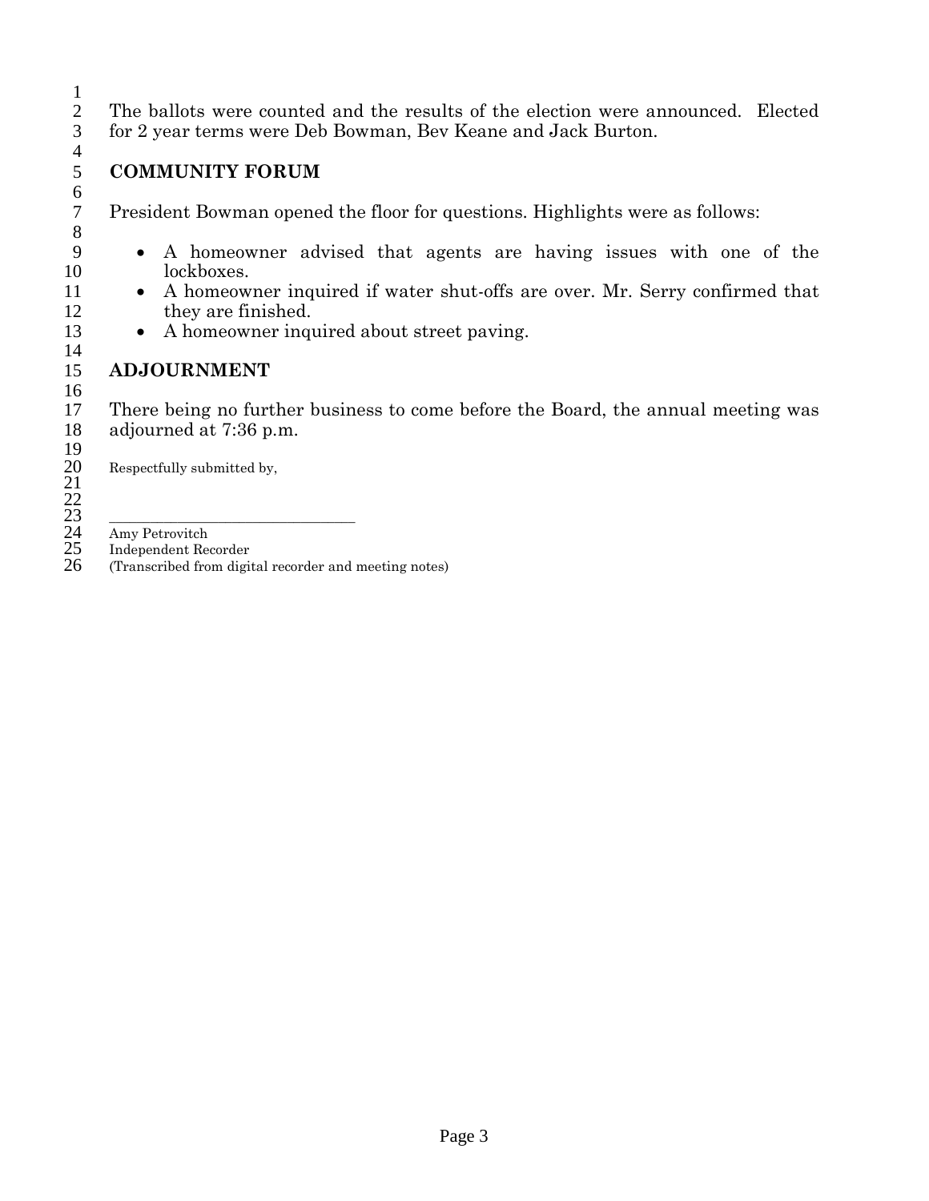The ballots were counted and the results of the election were announced. Elected for 2 year terms were Deb Bowman, Bev Keane and Jack Burton.

## COMMUNITY FORUM

President Bowman opened the floor for questions. Highlights were as follows:

- A homeowner advised that agents are having issues with one of the lockboxes.
- A homeowner inquired if water shut-offs are over. Mr. Serry confirmed that they are finished.
- A homeowner inquired about street paving.

## ADJOURNMENT

There being no further business to come before the Board, the annual meeting was adjourned at 7:36 p.m.

Respectfully submitted by,

\_\_\_\_\_\_\_\_\_\_\_\_\_\_\_\_\_\_\_\_\_\_\_\_\_\_\_\_\_\_\_\_

Amy Petrovitch
Independent Recorder
(Transcribed from digital recorder and meeting notes)